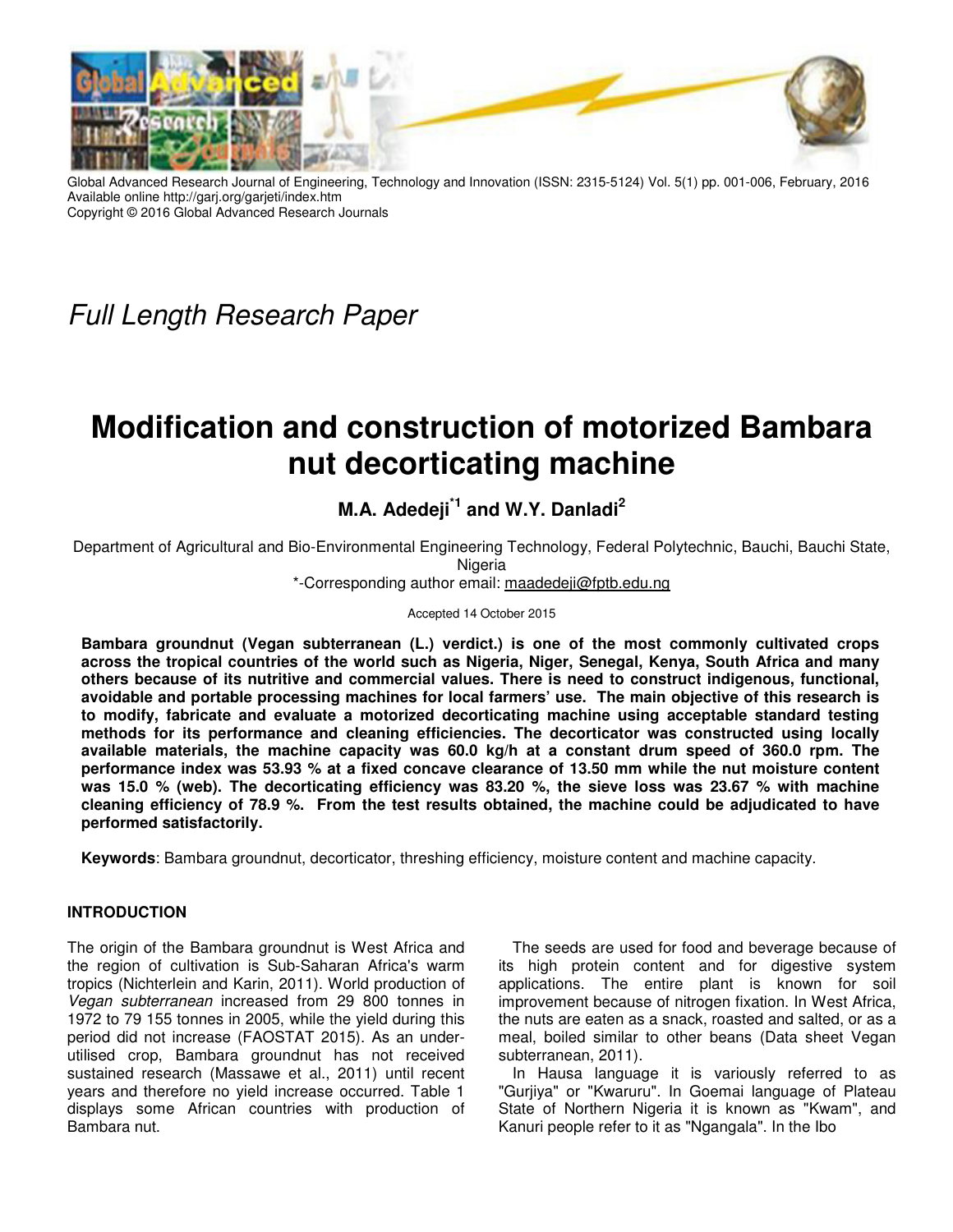Global Advanced Research Journal of Engineering, Technology and Innovation (ISSN: 2315-5124) Vol. 5(1) pp. 001-006, February, 2016
Available online http://garj.org/garjeti/index.htm
Copyright © 2016 Global Advanced Research Journals

*Full Length Research Paper*

# Modification and construction of motorized Bambara nut decorticating machine

**M.A. Adedeji[*1] and W.Y. Danladi[2]**

Department of Agricultural and Bio-Environmental Engineering Technology, Federal Polytechnic, Bauchi, Bauchi State, Nigeria

*-Corresponding author email: maadedeji@fptb.edu.ng

Accepted 14 October 2015

**Bambara groundnut (Vegan subterranean (L.) verdict.) is one of the most commonly cultivated crops across the tropical countries of the world such as Nigeria, Niger, Senegal, Kenya, South Africa and many others because of its nutritive and commercial values. There is need to construct indigenous, functional, avoidable and portable processing machines for local farmers' use. The main objective of this research is to modify, fabricate and evaluate a motorized decorticating machine using acceptable standard testing methods for its performance and cleaning efficiencies. The decorticator was constructed using locally available materials, the machine capacity was 60.0 kg/h at a constant drum speed of 360.0 rpm. The performance index was 53.93 % at a fixed concave clearance of 13.50 mm while the nut moisture content was 15.0 % (web). The decorticating efficiency was 83.20 %, the sieve loss was 23.67 % with machine cleaning efficiency of 78.9 %. From the test results obtained, the machine could be adjudicated to have performed satisfactorily.**

**Keywords**: Bambara groundnut, decorticator, threshing efficiency, moisture content and machine capacity.

## INTRODUCTION

The origin of the Bambara groundnut is West Africa and the region of cultivation is Sub-Saharan Africa's warm tropics (Nichterlein and Karin, 2011). World production of *Vegan subterranean* increased from 29 800 tonnes in 1972 to 79 155 tonnes in 2005, while the yield during this period did not increase (FAOSTAT 2015). As an under-utilised crop, Bambara groundnut has not received sustained research (Massawe et al., 2011) until recent years and therefore no yield increase occurred. Table 1 displays some African countries with production of Bambara nut.

The seeds are used for food and beverage because of its high protein content and for digestive system applications. The entire plant is known for soil improvement because of nitrogen fixation. In West Africa, the nuts are eaten as a snack, roasted and salted, or as a meal, boiled similar to other beans (Data sheet Vegan subterranean, 2011).

In Hausa language it is variously referred to as "Gurjiya" or "Kwaruru". In Goemai language of Plateau State of Northern Nigeria it is known as "Kwam", and Kanuri people refer to it as "Ngangala". In the Ibo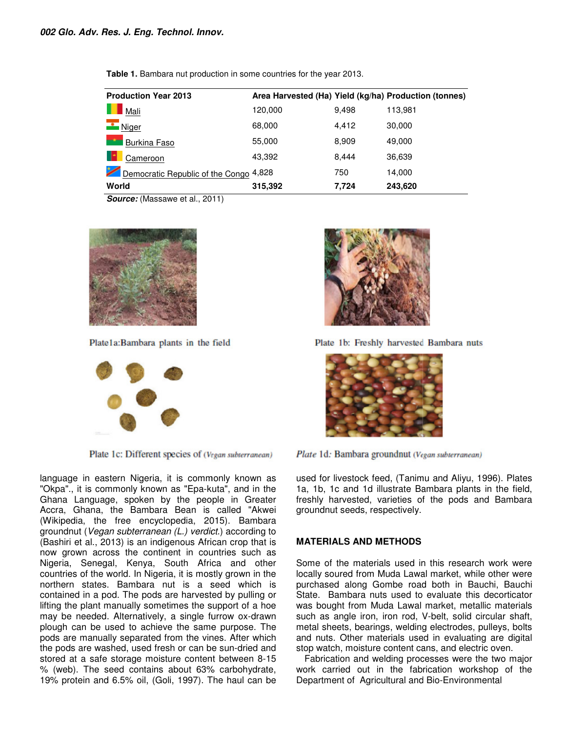**Table 1.** Bambara nut production in some countries for the year 2013.

| Production Year 2013 | Area Harvested (Ha) | Yield (kg/ha) | Production (tonnes) |
|---|---|---|---|
| Mali | 120,000 | 9,498 | 113,981 |
| Niger | 68,000 | 4,412 | 30,000 |
| Burkina Faso | 55,000 | 8,909 | 49,000 |
| Cameroon | 43,392 | 8,444 | 36,639 |
| Democratic Republic of the Congo | 4,828 | 750 | 14,000 |
| **World** | **315,392** | **7,724** | **243,620** |

***Source:*** (Massawe et al., 2011)

Plate1a:Bambara plants in the field

Plate 1b: Freshly harvested Bambara nuts

Plate 1c: Different species of (*Vegan subterranean*)

*Plate* 1d*:* Bambara groundnut (*Vegan subterranean*)

language in eastern Nigeria, it is commonly known as "Okpa"., it is commonly known as "Epa-kuta", and in the Ghana Language, spoken by the people in Greater Accra, Ghana, the Bambara Bean is called "Akwei (Wikipedia, the free encyclopedia, 2015). Bambara groundnut (*Vegan subterranean (L.) verdict*.) according to (Bashiri et al., 2013) is an indigenous African crop that is now grown across the continent in countries such as Nigeria, Senegal, Kenya, South Africa and other countries of the world. In Nigeria, it is mostly grown in the northern states. Bambara nut is a seed which is contained in a pod. The pods are harvested by pulling or lifting the plant manually sometimes the support of a hoe may be needed. Alternatively, a single furrow ox-drawn plough can be used to achieve the same purpose. The pods are manually separated from the vines. After which the pods are washed, used fresh or can be sun-dried and stored at a safe storage moisture content between 8-15 % (web). The seed contains about 63% carbohydrate, 19% protein and 6.5% oil, (Goli, 1997). The haul can be used for livestock feed, (Tanimu and Aliyu, 1996). Plates 1a, 1b, 1c and 1d illustrate Bambara plants in the field, freshly harvested, varieties of the pods and Bambara groundnut seeds, respectively.

## MATERIALS AND METHODS

Some of the materials used in this research work were locally soured from Muda Lawal market, while other were purchased along Gombe road both in Bauchi, Bauchi State. Bambara nuts used to evaluate this decorticator was bought from Muda Lawal market, metallic materials such as angle iron, iron rod, V-belt, solid circular shaft, metal sheets, bearings, welding electrodes, pulleys, bolts and nuts. Other materials used in evaluating are digital stop watch, moisture content cans, and electric oven.

Fabrication and welding processes were the two major work carried out in the fabrication workshop of the Department of Agricultural and Bio-Environmental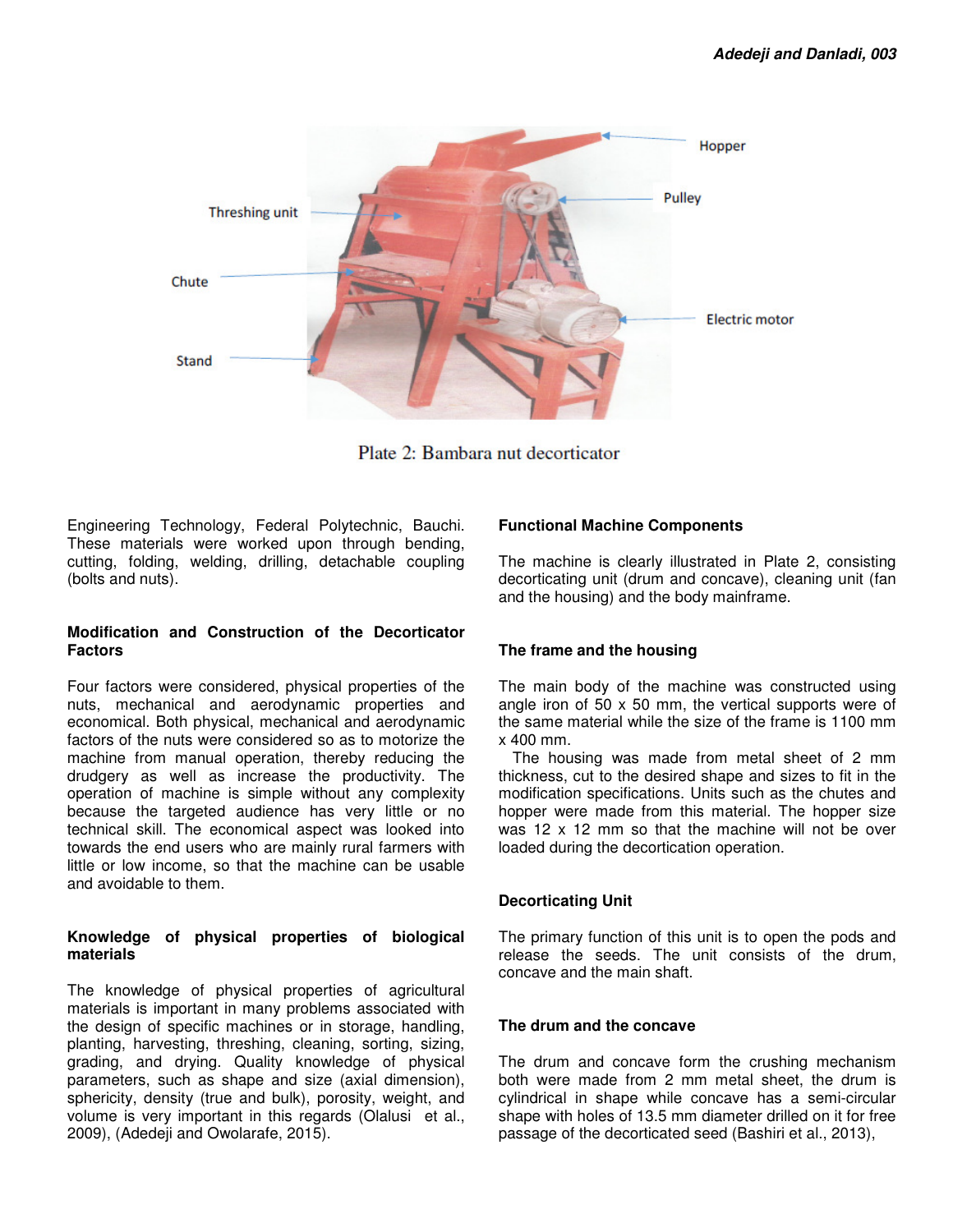Plate 2: Bambara nut decorticator

Engineering Technology, Federal Polytechnic, Bauchi. These materials were worked upon through bending, cutting, folding, welding, drilling, detachable coupling (bolts and nuts).

### Modification and Construction of the Decorticator Factors

Four factors were considered, physical properties of the nuts, mechanical and aerodynamic properties and economical. Both physical, mechanical and aerodynamic factors of the nuts were considered so as to motorize the machine from manual operation, thereby reducing the drudgery as well as increase the productivity. The operation of machine is simple without any complexity because the targeted audience has very little or no technical skill. The economical aspect was looked into towards the end users who are mainly rural farmers with little or low income, so that the machine can be usable and avoidable to them.

### Knowledge of physical properties of biological materials

The knowledge of physical properties of agricultural materials is important in many problems associated with the design of specific machines or in storage, handling, planting, harvesting, threshing, cleaning, sorting, sizing, grading, and drying. Quality knowledge of physical parameters, such as shape and size (axial dimension), sphericity, density (true and bulk), porosity, weight, and volume is very important in this regards (Olalusi et al., 2009), (Adedeji and Owolarafe, 2015).

### Functional Machine Components

The machine is clearly illustrated in Plate 2, consisting decorticating unit (drum and concave), cleaning unit (fan and the housing) and the body mainframe.

### The frame and the housing

The main body of the machine was constructed using angle iron of 50 x 50 mm, the vertical supports were of the same material while the size of the frame is 1100 mm x 400 mm.

The housing was made from metal sheet of 2 mm thickness, cut to the desired shape and sizes to fit in the modification specifications. Units such as the chutes and hopper were made from this material. The hopper size was 12 x 12 mm so that the machine will not be over loaded during the decortication operation.

### Decorticating Unit

The primary function of this unit is to open the pods and release the seeds. The unit consists of the drum, concave and the main shaft.

### The drum and the concave

The drum and concave form the crushing mechanism both were made from 2 mm metal sheet, the drum is cylindrical in shape while concave has a semi-circular shape with holes of 13.5 mm diameter drilled on it for free passage of the decorticated seed (Bashiri et al., 2013),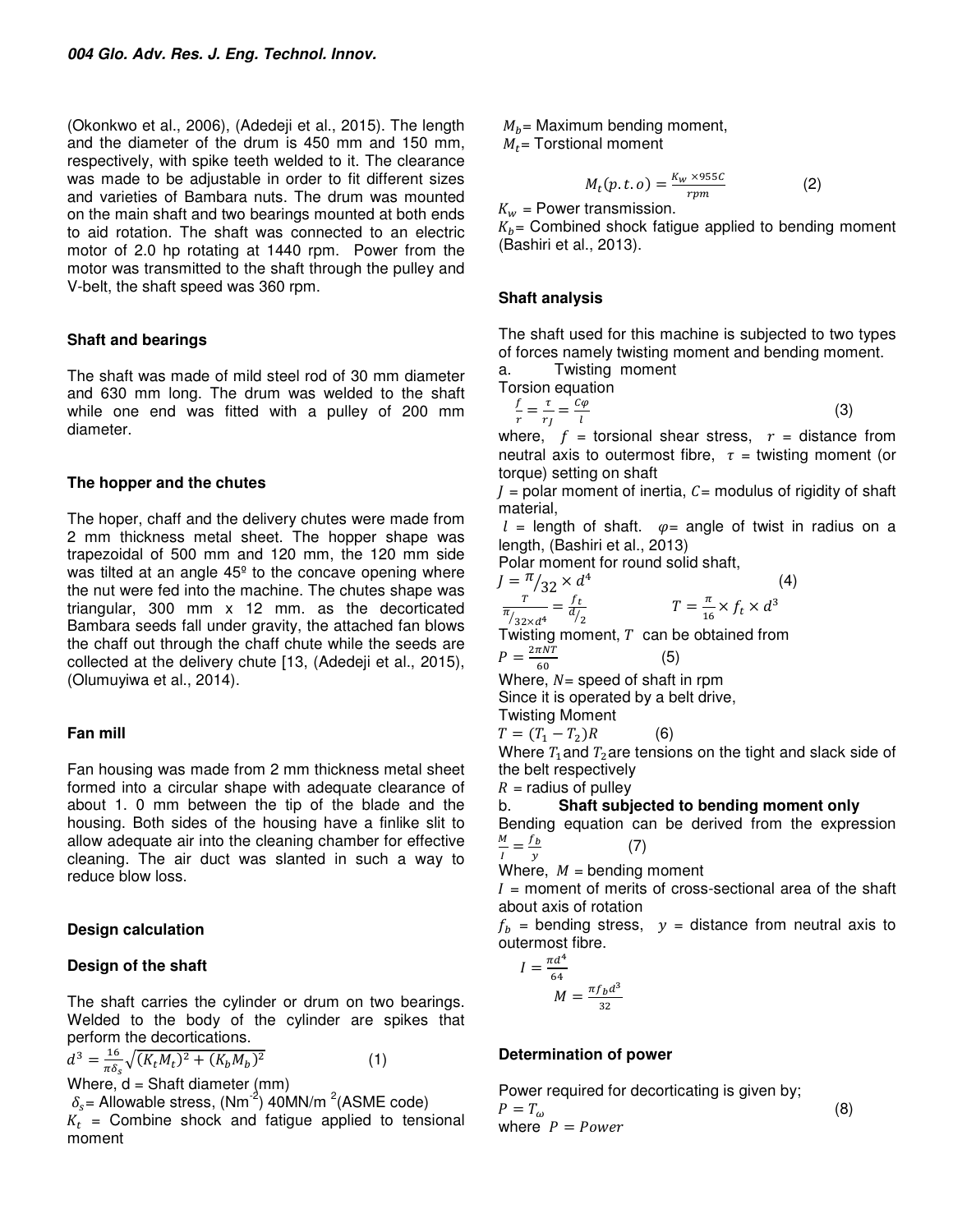(Okonkwo et al., 2006), (Adedeji et al., 2015). The length and the diameter of the drum is 450 mm and 150 mm, respectively, with spike teeth welded to it. The clearance was made to be adjustable in order to fit different sizes and varieties of Bambara nuts. The drum was mounted on the main shaft and two bearings mounted at both ends to aid rotation. The shaft was connected to an electric motor of 2.0 hp rotating at 1440 rpm. Power from the motor was transmitted to the shaft through the pulley and V-belt, the shaft speed was 360 rpm.

### Shaft and bearings

The shaft was made of mild steel rod of 30 mm diameter and 630 mm long. The drum was welded to the shaft while one end was fitted with a pulley of 200 mm diameter.

### The hopper and the chutes

The hoper, chaff and the delivery chutes were made from 2 mm thickness metal sheet. The hopper shape was trapezoidal of 500 mm and 120 mm, the 120 mm side was tilted at an angle 45º to the concave opening where the nut were fed into the machine. The chutes shape was triangular, 300 mm x 12 mm. as the decorticated Bambara seeds fall under gravity, the attached fan blows the chaff out through the chaff chute while the seeds are collected at the delivery chute [13, (Adedeji et al., 2015), (Olumuyiwa et al., 2014).

### Fan mill

Fan housing was made from 2 mm thickness metal sheet formed into a circular shape with adequate clearance of about 1. 0 mm between the tip of the blade and the housing. Both sides of the housing have a finlike slit to allow adequate air into the cleaning chamber for effective cleaning. The air duct was slanted in such a way to reduce blow loss.

### Design calculation

### Design of the shaft

The shaft carries the cylinder or drum on two bearings. Welded to the body of the cylinder are spikes that perform the decortications.

$$d^3 = \frac{16}{\pi \delta_s}\sqrt{(K_t M_t)^2 + (K_b M_b)^2} \qquad (1)$$

Where, d = Shaft diameter (mm)

$\delta_s$= Allowable stress, ($Nm^{-2}$) 40MN/m $^2$(ASME code)

$K_t$ = Combine shock and fatigue applied to tensional moment

$M_b$= Maximum bending moment,

$M_t$= Torstional moment

$$M_t(p.t.o) = \frac{K_w \times 955C}{rpm} \qquad (2)$$

$K_w$ = Power transmission.

$K_b$= Combined shock fatigue applied to bending moment (Bashiri et al., 2013).

### Shaft analysis

The shaft used for this machine is subjected to two types of forces namely twisting moment and bending moment.

a. Twisting moment

Torsion equation

$$\frac{f}{r} = \frac{\tau}{r_J} = \frac{C\varphi}{l} \qquad (3)$$

where, $f$ = torsional shear stress, $r$ = distance from neutral axis to outermost fibre, $\tau$ = twisting moment (or torque) setting on shaft

$J$ = polar moment of inertia, $C$= modulus of rigidity of shaft material,

$l$ = length of shaft. $\varphi$= angle of twist in radius on a length, (Bashiri et al., 2013)

Polar moment for round solid shaft,

$$J = {}^{\pi}/_{32} \times d^4 \qquad (4)$$

$$\frac{T}{{}^{\pi}/_{32 \times d^4}} = \frac{f_t}{{}^{d}/_{2}} \qquad T = \frac{\pi}{16} \times f_t \times d^3$$

Twisting moment, $T$ can be obtained from

$$P = \frac{2\pi NT}{60} \qquad (5)$$

Where, $N$= speed of shaft in rpm

Since it is operated by a belt drive,

Twisting Moment

$$T = (T_1 - T_2)R \qquad (6)$$

Where $T_1$ and $T_2$ are tensions on the tight and slack side of the belt respectively

$R$ = radius of pulley

b. **Shaft subjected to bending moment only**

Bending equation can be derived from the expression

$$\frac{M}{I} = \frac{f_b}{y} \qquad (7)$$

Where, $M$ = bending moment

$I$ = moment of merits of cross-sectional area of the shaft about axis of rotation

$f_b$ = bending stress, $y$ = distance from neutral axis to outermost fibre.

$$I = \frac{\pi d^4}{64}$$

$$M = \frac{\pi f_b d^3}{32}$$

### Determination of power

Power required for decorticating is given by;

$$P = T_\omega \qquad (8)$$

where $P = Power$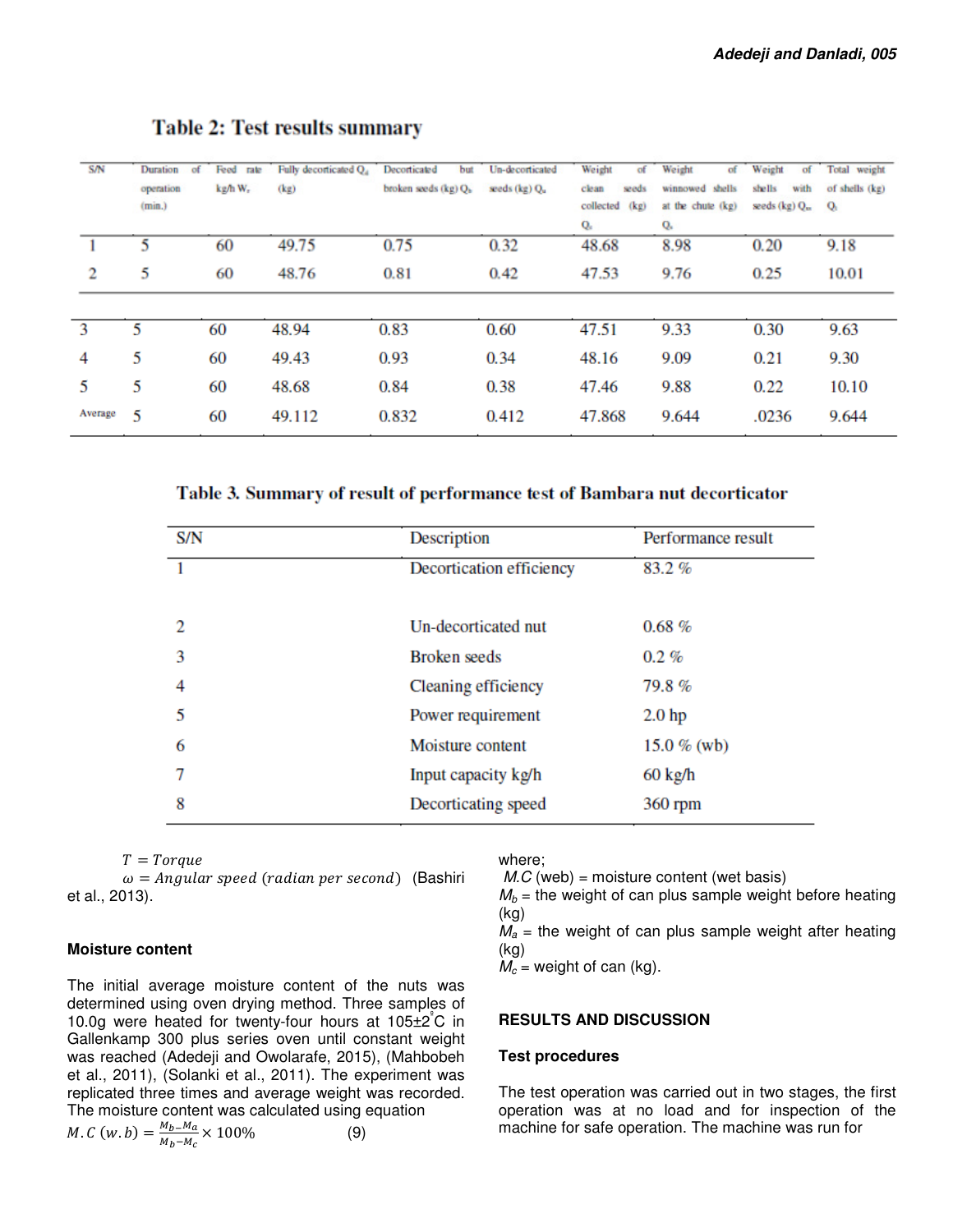## Table 2: Test results summary

| S/N | Duration of operation (min.) | Feed rate kg/h $W_r$ | Fully decorticated $Q_d$ (kg) | Decorticated but broken seeds (kg) $Q_b$ | Un-decorticated seeds (kg) $Q_u$ | Weight of clean seeds collected (kg) $Q_c$ | Weight of winnowed shells at the chute (kg) $Q_s$ | Weight of shells with seeds (kg) $Q_{ss}$ | Total weight of shells (kg) $Q_t$ |
|---|---|---|---|---|---|---|---|---|---|
| 1 | 5 | 60 | 49.75 | 0.75 | 0.32 | 48.68 | 8.98 | 0.20 | 9.18 |
| 2 | 5 | 60 | 48.76 | 0.81 | 0.42 | 47.53 | 9.76 | 0.25 | 10.01 |
| 3 | 5 | 60 | 48.94 | 0.83 | 0.60 | 47.51 | 9.33 | 0.30 | 9.63 |
| 4 | 5 | 60 | 49.43 | 0.93 | 0.34 | 48.16 | 9.09 | 0.21 | 9.30 |
| 5 | 5 | 60 | 48.68 | 0.84 | 0.38 | 47.46 | 9.88 | 0.22 | 10.10 |
| Average | 5 | 60 | 49.112 | 0.832 | 0.412 | 47.868 | 9.644 | .0236 | 9.644 |

## Table 3. Summary of result of performance test of Bambara nut decorticator

| S/N | Description | Performance result |
|---|---|---|
| 1 | Decortication efficiency | 83.2 % |
| 2 | Un-decorticated nut | 0.68 % |
| 3 | Broken seeds | 0.2 % |
| 4 | Cleaning efficiency | 79.8 % |
| 5 | Power requirement | 2.0 hp |
| 6 | Moisture content | 15.0 % (wb) |
| 7 | Input capacity kg/h | 60 kg/h |
| 8 | Decorticating speed | 360 rpm |

$T = Torque$

$\omega = Angular\ speed\ (radian\ per\ second)$ (Bashiri et al., 2013).

### Moisture content

The initial average moisture content of the nuts was determined using oven drying method. Three samples of 10.0g were heated for twenty-four hours at 105±2°C in Gallenkamp 300 plus series oven until constant weight was reached (Adedeji and Owolarafe, 2015), (Mahbobeh et al., 2011), (Solanki et al., 2011). The experiment was replicated three times and average weight was recorded. The moisture content was calculated using equation

$$M.C\ (w.b) = \frac{M_b - M_a}{M_b - M_c} \times 100\% \qquad (9)$$

where;

$M.C$ (web) = moisture content (wet basis)

$M_b$ = the weight of can plus sample weight before heating (kg)

$M_a$ = the weight of can plus sample weight after heating (kg)

$M_c$ = weight of can (kg).

## RESULTS AND DISCUSSION

### Test procedures

The test operation was carried out in two stages, the first operation was at no load and for inspection of the machine for safe operation. The machine was run for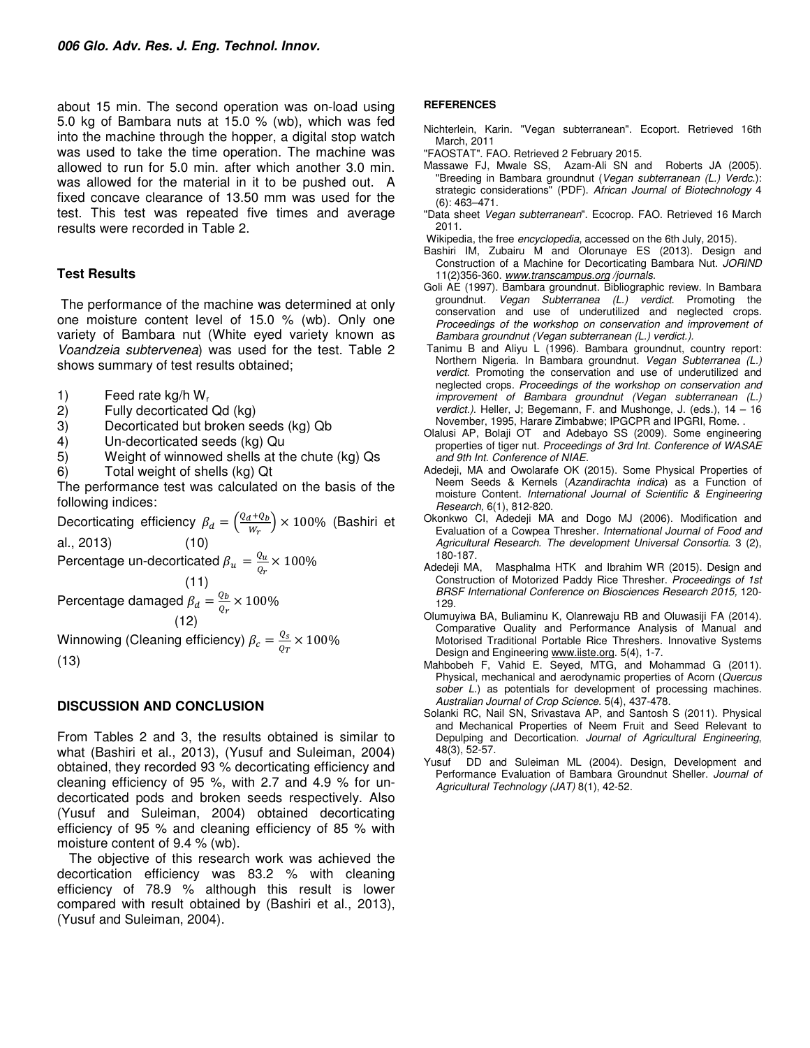about 15 min. The second operation was on-load using 5.0 kg of Bambara nuts at 15.0 % (wb), which was fed into the machine through the hopper, a digital stop watch was used to take the time operation. The machine was allowed to run for 5.0 min. after which another 3.0 min. was allowed for the material in it to be pushed out. A fixed concave clearance of 13.50 mm was used for the test. This test was repeated five times and average results were recorded in Table 2.

### Test Results

The performance of the machine was determined at only one moisture content level of 15.0 % (wb). Only one variety of Bambara nut (White eyed variety known as *Voandzeia subtervenea*) was used for the test. Table 2 shows summary of test results obtained;

1) Feed rate kg/h $W_r$
2) Fully decorticated Qd (kg)
3) Decorticated but broken seeds (kg) Qb
4) Un-decorticated seeds (kg) Qu
5) Weight of winnowed shells at the chute (kg) Qs
6) Total weight of shells (kg) Qt

The performance test was calculated on the basis of the following indices:

Decorticating efficiency $\beta_d = \left(\frac{Q_d + Q_b}{W_r}\right) \times 100\%$ (Bashiri et al., 2013) (10)

Percentage un-decorticated $\beta_u = \frac{Q_u}{Q_r} \times 100\%$ (11)

Percentage damaged $\beta_d = \frac{Q_b}{Q_r} \times 100\%$ (12)

Winnowing (Cleaning efficiency) $\beta_c = \frac{Q_s}{Q_T} \times 100\%$ (13)

## DISCUSSION AND CONCLUSION

From Tables 2 and 3, the results obtained is similar to what (Bashiri et al., 2013), (Yusuf and Suleiman, 2004) obtained, they recorded 93 % decorticating efficiency and cleaning efficiency of 95 %, with 2.7 and 4.9 % for un-decorticated pods and broken seeds respectively. Also (Yusuf and Suleiman, 2004) obtained decorticating efficiency of 95 % and cleaning efficiency of 85 % with moisture content of 9.4 % (wb).

The objective of this research work was achieved the decortication efficiency was 83.2 % with cleaning efficiency of 78.9 % although this result is lower compared with result obtained by (Bashiri et al., 2013), (Yusuf and Suleiman, 2004).

#### REFERENCES

Nichterlein, Karin. "Vegan subterranean". Ecoport. Retrieved 16th March, 2011

"FAOSTAT". FAO. Retrieved 2 February 2015.

Massawe FJ, Mwale SS, Azam-Ali SN and Roberts JA (2005). "Breeding in Bambara groundnut (*Vegan subterranean (L.) Verdc.*): strategic considerations" (PDF). *African Journal of Biotechnology* 4 (6): 463–471.

"Data sheet *Vegan subterranean*". Ecocrop. FAO. Retrieved 16 March 2011.

Wikipedia, the free *encyclopedia*, accessed on the 6th July, 2015).

Bashiri IM, Zubairu M and Olorunaye ES (2013). Design and Construction of a Machine for Decorticating Bambara Nut. *JORIND* 11(2)356-360. *www.transcampus.org /journals.*

Goli AE (1997). Bambara groundnut. Bibliographic review. In Bambara groundnut. *Vegan Subterranea (L.) verdict.* Promoting the conservation and use of underutilized and neglected crops. *Proceedings of the workshop on conservation and improvement of Bambara groundnut (Vegan subterranean (L.) verdict.).*

Tanimu B and Aliyu L (1996). Bambara groundnut, country report: Northern Nigeria. In Bambara groundnut. *Vegan Subterranea (L.) verdict.* Promoting the conservation and use of underutilized and neglected crops. *Proceedings of the workshop on conservation and improvement of Bambara groundnut (Vegan subterranean (L.) verdict.).* Heller, J; Begemann, F. and Mushonge, J. (eds.), 14 – 16 November, 1995, Harare Zimbabwe; IPGCPR and IPGRI, Rome. .

Olalusi AP, Bolaji OT and Adebayo SS (2009). Some engineering properties of tiger nut. *Proceedings of 3rd Int. Conference of WASAE and 9th Int. Conference of NIAE.*

Adedeji, MA and Owolarafe OK (2015). Some Physical Properties of Neem Seeds & Kernels (*Azandirachta indica*) as a Function of moisture Content. *International Journal of Scientific & Engineering Research,* 6(1), 812-820.

Okonkwo CI, Adedeji MA and Dogo MJ (2006). Modification and Evaluation of a Cowpea Thresher. *International Journal of Food and Agricultural Research. The development Universal Consortia.* 3 (2), 180-187.

Adedeji MA, Masphalma HTK and Ibrahim WR (2015). Design and Construction of Motorized Paddy Rice Thresher. *Proceedings of 1st BRSF International Conference on Biosciences Research 2015,* 120-129.

Olumuyiwa BA, Buliaminu K, Olanrewaju RB and Oluwasiji FA (2014). Comparative Quality and Performance Analysis of Manual and Motorised Traditional Portable Rice Threshers. Innovative Systems Design and Engineering www.iiste.org. 5(4), 1-7.

Mahbobeh F, Vahid E. Seyed, MTG, and Mohammad G (2011). Physical, mechanical and aerodynamic properties of Acorn (*Quercus sober L.*) as potentials for development of processing machines. *Australian Journal of Crop Science.* 5(4), 437-478.

Solanki RC, Nail SN, Srivastava AP, and Santosh S (2011). Physical and Mechanical Properties of Neem Fruit and Seed Relevant to Depulping and Decortication. *Journal of Agricultural Engineering,* 48(3), 52-57.

Yusuf DD and Suleiman ML (2004). Design, Development and Performance Evaluation of Bambara Groundnut Sheller. *Journal of Agricultural Technology (JAT)* 8(1), 42-52.